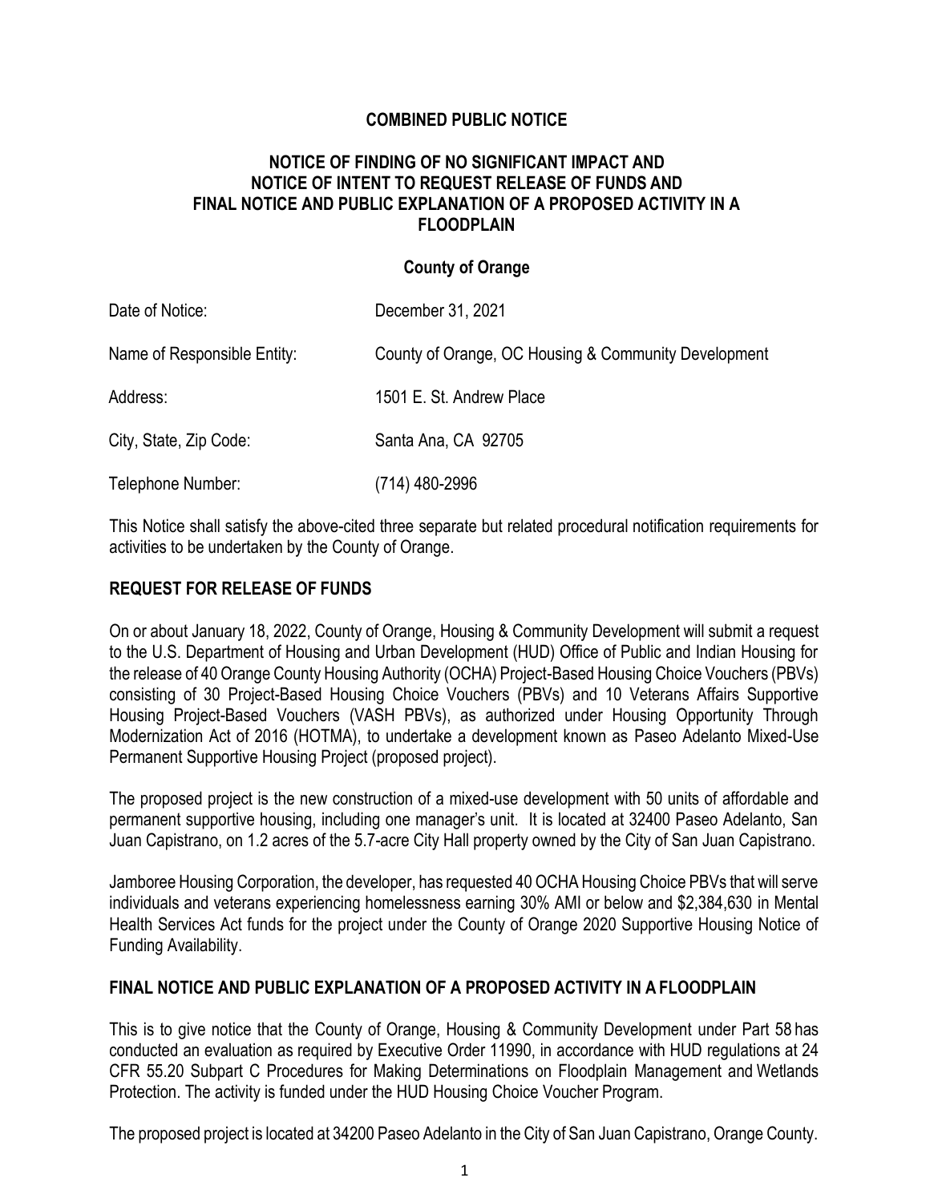**COMBINED PUBLIC NOTICE**

**NOTICE OF FINDING OF NO SIGNIFICANT IMPACT AND NOTICE OF INTENT TO REQUEST RELEASE OF FUNDS AND FINAL NOTICE AND PUBLIC EXPLANATION OF A PROPOSED ACTIVITY IN A FLOODPLAIN**

**County of Orange**

| | |
|---|---|
| Date of Notice: | December 31, 2021 |
| Name of Responsible Entity: | County of Orange, OC Housing & Community Development |
| Address: | 1501 E. St. Andrew Place |
| City, State, Zip Code: | Santa Ana, CA 92705 |
| Telephone Number: | (714) 480-2996 |

This Notice shall satisfy the above-cited three separate but related procedural notification requirements for activities to be undertaken by the County of Orange.

## REQUEST FOR RELEASE OF FUNDS

On or about January 18, 2022, County of Orange, Housing & Community Development will submit a request to the U.S. Department of Housing and Urban Development (HUD) Office of Public and Indian Housing for the release of 40 Orange County Housing Authority (OCHA) Project-Based Housing Choice Vouchers (PBVs) consisting of 30 Project-Based Housing Choice Vouchers (PBVs) and 10 Veterans Affairs Supportive Housing Project-Based Vouchers (VASH PBVs), as authorized under Housing Opportunity Through Modernization Act of 2016 (HOTMA), to undertake a development known as Paseo Adelanto Mixed-Use Permanent Supportive Housing Project (proposed project).

The proposed project is the new construction of a mixed-use development with 50 units of affordable and permanent supportive housing, including one manager's unit. It is located at 32400 Paseo Adelanto, San Juan Capistrano, on 1.2 acres of the 5.7-acre City Hall property owned by the City of San Juan Capistrano.

Jamboree Housing Corporation, the developer, has requested 40 OCHA Housing Choice PBVs that will serve individuals and veterans experiencing homelessness earning 30% AMI or below and $2,384,630 in Mental Health Services Act funds for the project under the County of Orange 2020 Supportive Housing Notice of Funding Availability.

## FINAL NOTICE AND PUBLIC EXPLANATION OF A PROPOSED ACTIVITY IN A FLOODPLAIN

This is to give notice that the County of Orange, Housing & Community Development under Part 58 has conducted an evaluation as required by Executive Order 11990, in accordance with HUD regulations at 24 CFR 55.20 Subpart C Procedures for Making Determinations on Floodplain Management and Wetlands Protection. The activity is funded under the HUD Housing Choice Voucher Program.

The proposed project is located at 34200 Paseo Adelanto in the City of San Juan Capistrano, Orange County.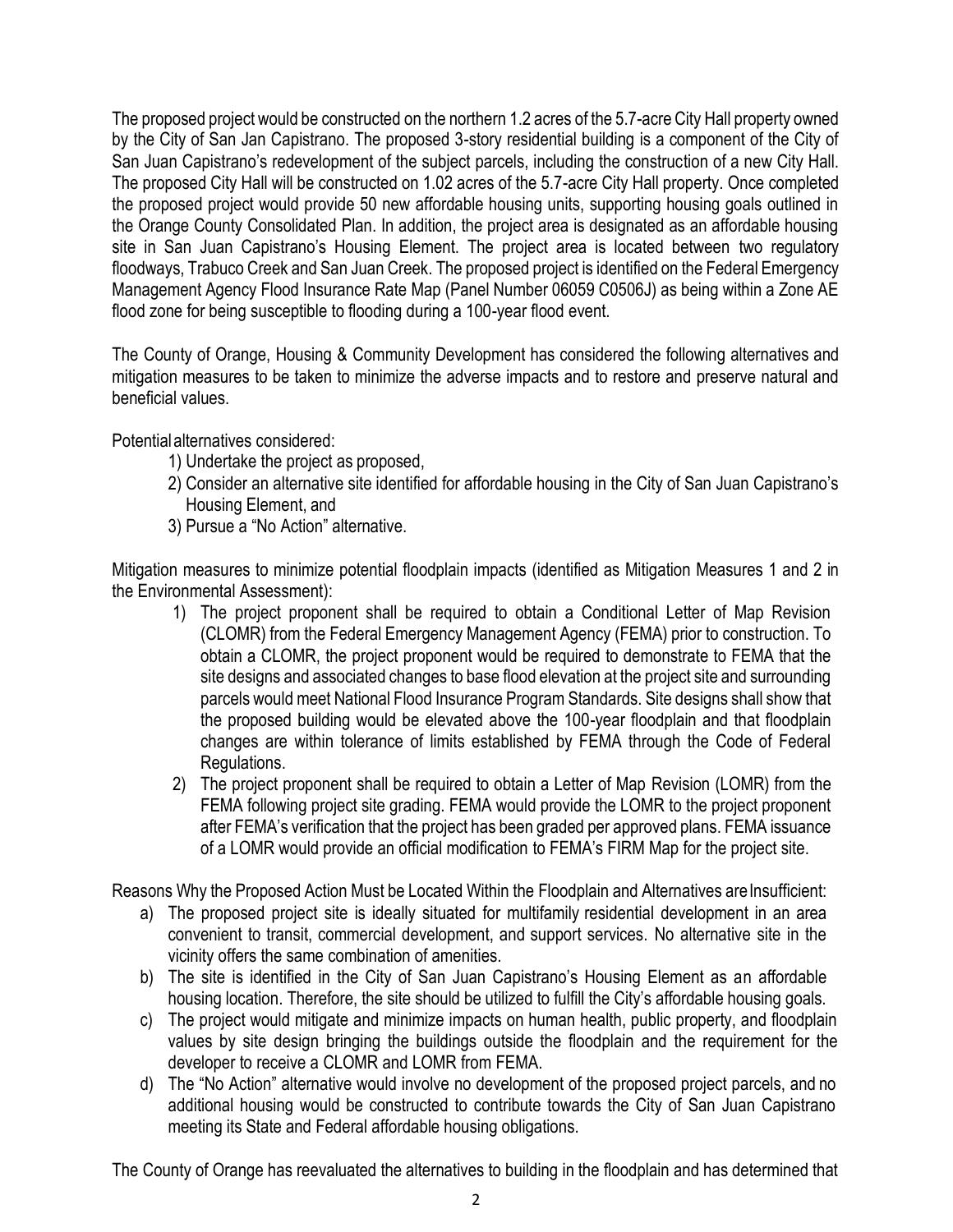The proposed project would be constructed on the northern 1.2 acres of the 5.7-acre City Hall property owned by the City of San Jan Capistrano. The proposed 3-story residential building is a component of the City of San Juan Capistrano's redevelopment of the subject parcels, including the construction of a new City Hall. The proposed City Hall will be constructed on 1.02 acres of the 5.7-acre City Hall property. Once completed the proposed project would provide 50 new affordable housing units, supporting housing goals outlined in the Orange County Consolidated Plan. In addition, the project area is designated as an affordable housing site in San Juan Capistrano's Housing Element. The project area is located between two regulatory floodways, Trabuco Creek and San Juan Creek. The proposed project is identified on the Federal Emergency Management Agency Flood Insurance Rate Map (Panel Number 06059 C0506J) as being within a Zone AE flood zone for being susceptible to flooding during a 100-year flood event.

The County of Orange, Housing & Community Development has considered the following alternatives and mitigation measures to be taken to minimize the adverse impacts and to restore and preserve natural and beneficial values.

Potential alternatives considered:

1) Undertake the project as proposed,
2) Consider an alternative site identified for affordable housing in the City of San Juan Capistrano's Housing Element, and
3) Pursue a "No Action" alternative.

Mitigation measures to minimize potential floodplain impacts (identified as Mitigation Measures 1 and 2 in the Environmental Assessment):

1) The project proponent shall be required to obtain a Conditional Letter of Map Revision (CLOMR) from the Federal Emergency Management Agency (FEMA) prior to construction. To obtain a CLOMR, the project proponent would be required to demonstrate to FEMA that the site designs and associated changes to base flood elevation at the project site and surrounding parcels would meet National Flood Insurance Program Standards. Site designs shall show that the proposed building would be elevated above the 100-year floodplain and that floodplain changes are within tolerance of limits established by FEMA through the Code of Federal Regulations.
2) The project proponent shall be required to obtain a Letter of Map Revision (LOMR) from the FEMA following project site grading. FEMA would provide the LOMR to the project proponent after FEMA's verification that the project has been graded per approved plans. FEMA issuance of a LOMR would provide an official modification to FEMA's FIRM Map for the project site.

Reasons Why the Proposed Action Must be Located Within the Floodplain and Alternatives are Insufficient:

a) The proposed project site is ideally situated for multifamily residential development in an area convenient to transit, commercial development, and support services. No alternative site in the vicinity offers the same combination of amenities.
b) The site is identified in the City of San Juan Capistrano's Housing Element as an affordable housing location. Therefore, the site should be utilized to fulfill the City's affordable housing goals.
c) The project would mitigate and minimize impacts on human health, public property, and floodplain values by site design bringing the buildings outside the floodplain and the requirement for the developer to receive a CLOMR and LOMR from FEMA.
d) The "No Action" alternative would involve no development of the proposed project parcels, and no additional housing would be constructed to contribute towards the City of San Juan Capistrano meeting its State and Federal affordable housing obligations.

The County of Orange has reevaluated the alternatives to building in the floodplain and has determined that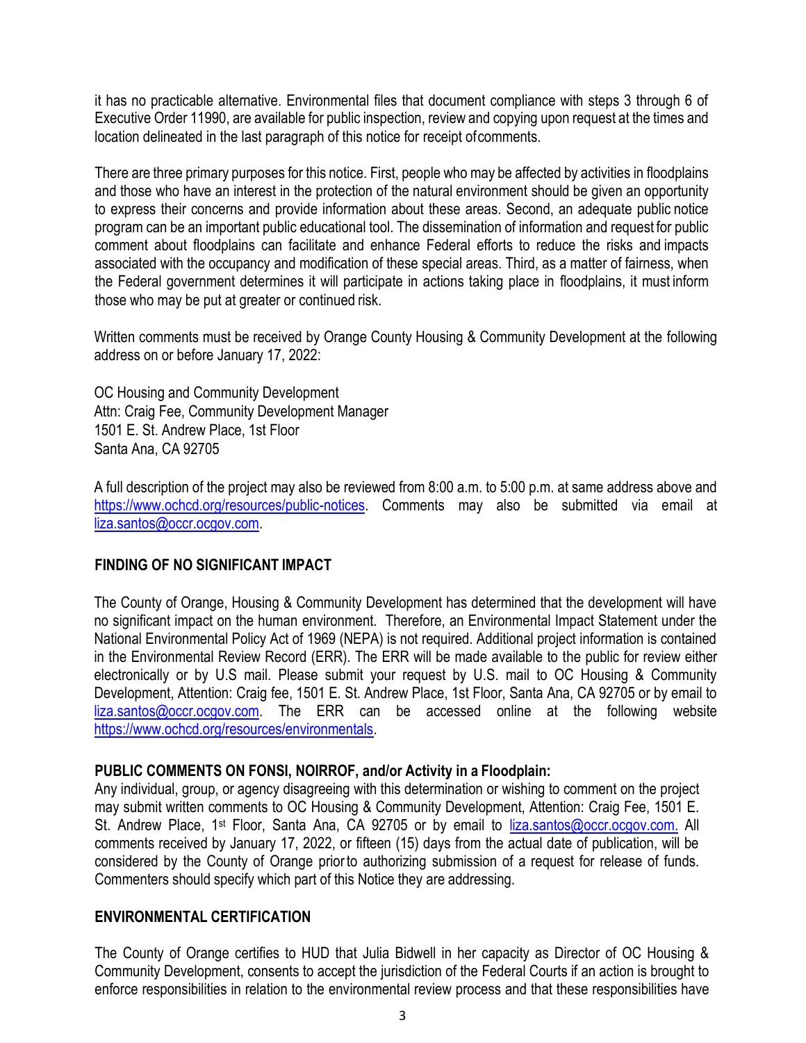it has no practicable alternative. Environmental files that document compliance with steps 3 through 6 of Executive Order 11990, are available for public inspection, review and copying upon request at the times and location delineated in the last paragraph of this notice for receipt of comments.

There are three primary purposes for this notice. First, people who may be affected by activities in floodplains and those who have an interest in the protection of the natural environment should be given an opportunity to express their concerns and provide information about these areas. Second, an adequate public notice program can be an important public educational tool. The dissemination of information and request for public comment about floodplains can facilitate and enhance Federal efforts to reduce the risks and impacts associated with the occupancy and modification of these special areas. Third, as a matter of fairness, when the Federal government determines it will participate in actions taking place in floodplains, it must inform those who may be put at greater or continued risk.

Written comments must be received by Orange County Housing & Community Development at the following address on or before January 17, 2022:

OC Housing and Community Development
Attn: Craig Fee, Community Development Manager
1501 E. St. Andrew Place, 1st Floor
Santa Ana, CA 92705

A full description of the project may also be reviewed from 8:00 a.m. to 5:00 p.m. at same address above and https://www.ochcd.org/resources/public-notices. Comments may also be submitted via email at liza.santos@occr.ocgov.com.

## FINDING OF NO SIGNIFICANT IMPACT

The County of Orange, Housing & Community Development has determined that the development will have no significant impact on the human environment. Therefore, an Environmental Impact Statement under the National Environmental Policy Act of 1969 (NEPA) is not required. Additional project information is contained in the Environmental Review Record (ERR). The ERR will be made available to the public for review either electronically or by U.S mail. Please submit your request by U.S. mail to OC Housing & Community Development, Attention: Craig fee, 1501 E. St. Andrew Place, 1st Floor, Santa Ana, CA 92705 or by email to liza.santos@occr.ocgov.com. The ERR can be accessed online at the following website https://www.ochcd.org/resources/environmentals.

## PUBLIC COMMENTS ON FONSI, NOIRROF, and/or Activity in a Floodplain:

Any individual, group, or agency disagreeing with this determination or wishing to comment on the project may submit written comments to OC Housing & Community Development, Attention: Craig Fee, 1501 E. St. Andrew Place, 1st Floor, Santa Ana, CA 92705 or by email to liza.santos@occr.ocgov.com. All comments received by January 17, 2022, or fifteen (15) days from the actual date of publication, will be considered by the County of Orange prior to authorizing submission of a request for release of funds. Commenters should specify which part of this Notice they are addressing.

## ENVIRONMENTAL CERTIFICATION

The County of Orange certifies to HUD that Julia Bidwell in her capacity as Director of OC Housing & Community Development, consents to accept the jurisdiction of the Federal Courts if an action is brought to enforce responsibilities in relation to the environmental review process and that these responsibilities have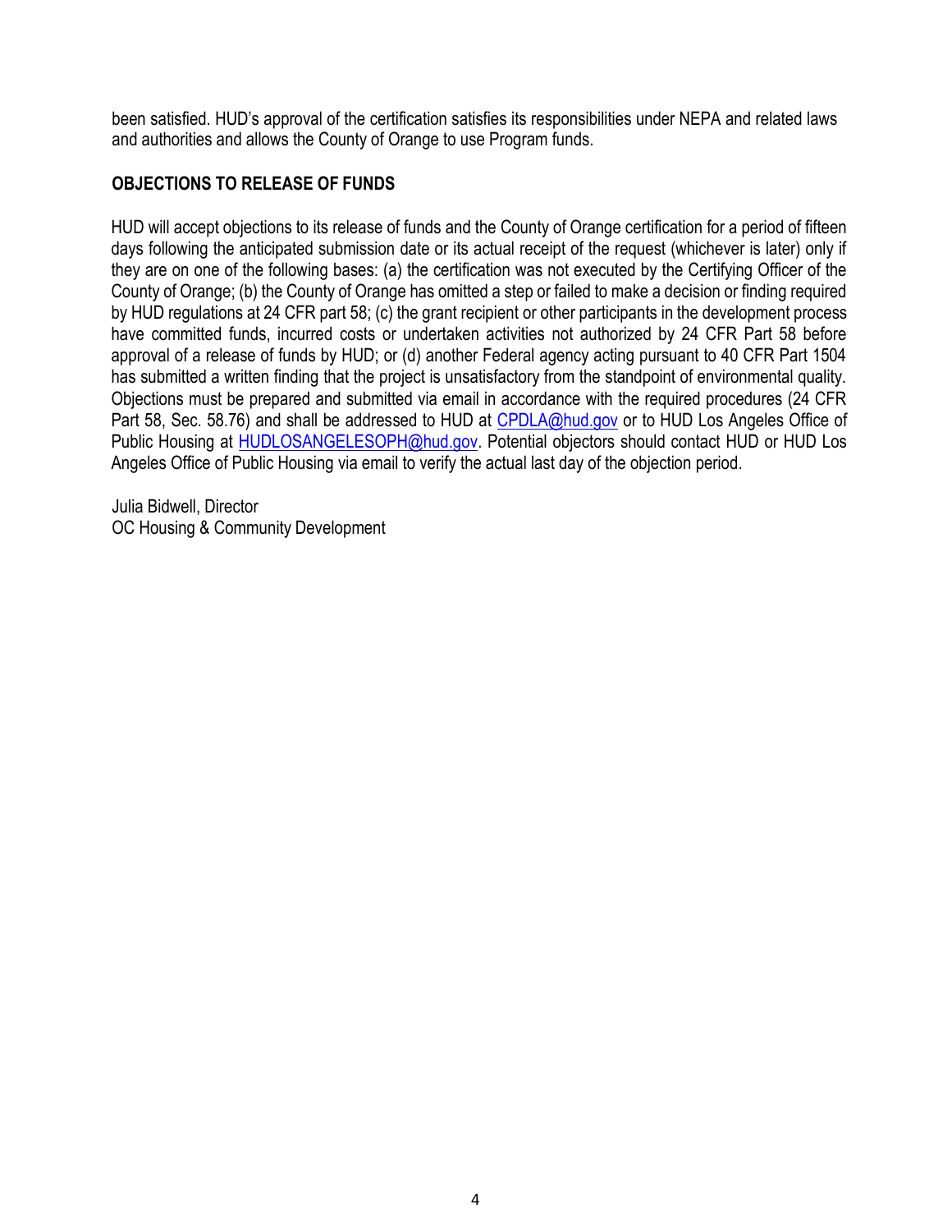been satisfied. HUD's approval of the certification satisfies its responsibilities under NEPA and related laws and authorities and allows the County of Orange to use Program funds.

**OBJECTIONS TO RELEASE OF FUNDS**

HUD will accept objections to its release of funds and the County of Orange certification for a period of fifteen days following the anticipated submission date or its actual receipt of the request (whichever is later) only if they are on one of the following bases: (a) the certification was not executed by the Certifying Officer of the County of Orange; (b) the County of Orange has omitted a step or failed to make a decision or finding required by HUD regulations at 24 CFR part 58; (c) the grant recipient or other participants in the development process have committed funds, incurred costs or undertaken activities not authorized by 24 CFR Part 58 before approval of a release of funds by HUD; or (d) another Federal agency acting pursuant to 40 CFR Part 1504 has submitted a written finding that the project is unsatisfactory from the standpoint of environmental quality. Objections must be prepared and submitted via email in accordance with the required procedures (24 CFR Part 58, Sec. 58.76) and shall be addressed to HUD at CPDLA@hud.gov or to HUD Los Angeles Office of Public Housing at HUDLOSANGELESOPH@hud.gov. Potential objectors should contact HUD or HUD Los Angeles Office of Public Housing via email to verify the actual last day of the objection period.

Julia Bidwell, Director
OC Housing & Community Development